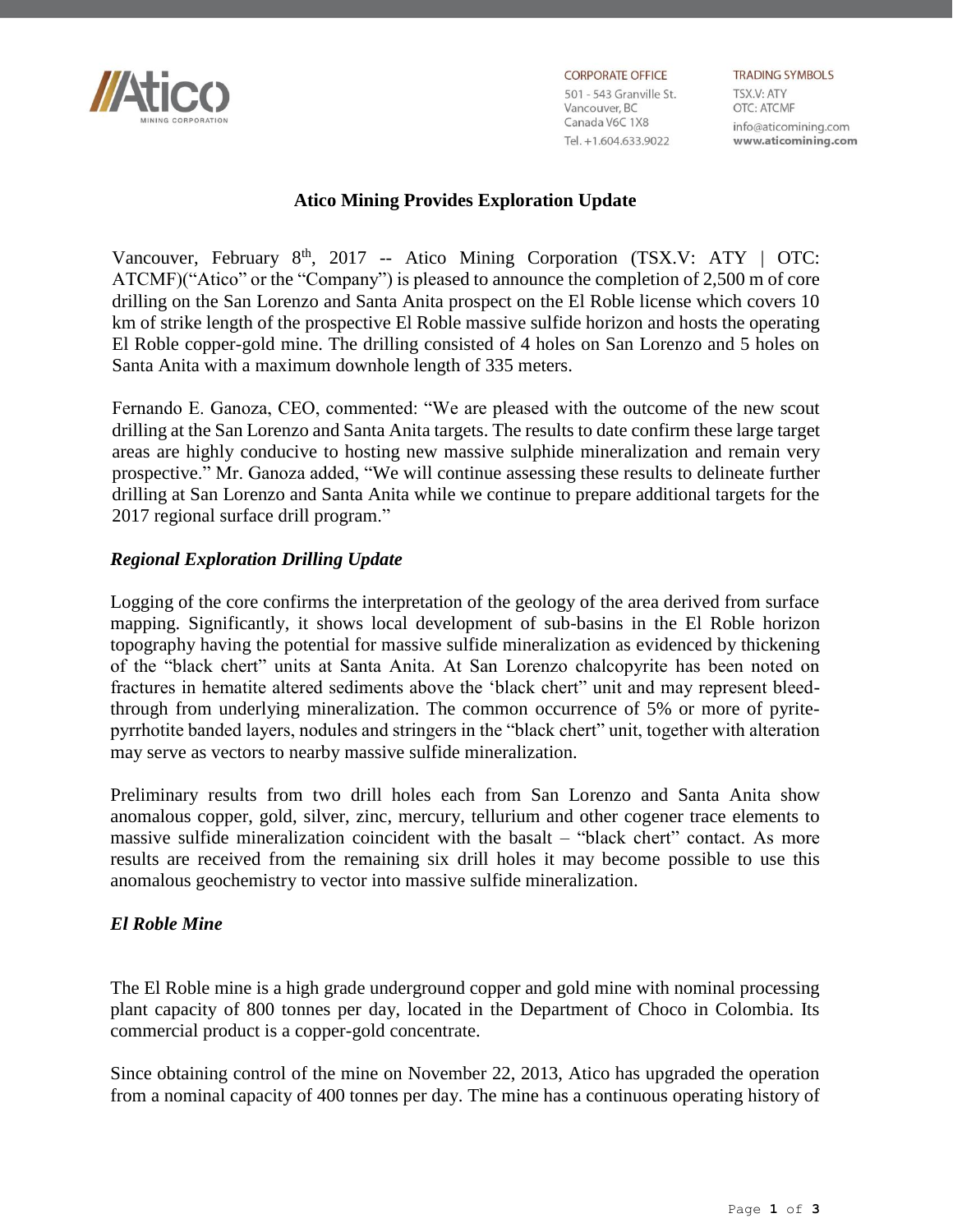CORPORATE OFFICE
501 - 543 Granville St.
Vancouver, BC
Canada V6C 1X8
Tel. +1.604.633.9022

TRADING SYMBOLS
TSX.V: ATY
OTC: ATCMF
info@aticomining.com
www.aticomining.com

# Atico Mining Provides Exploration Update

Vancouver, February 8th, 2017 -- Atico Mining Corporation (TSX.V: ATY | OTC: ATCMF)("Atico" or the "Company") is pleased to announce the completion of 2,500 m of core drilling on the San Lorenzo and Santa Anita prospect on the El Roble license which covers 10 km of strike length of the prospective El Roble massive sulfide horizon and hosts the operating El Roble copper-gold mine. The drilling consisted of 4 holes on San Lorenzo and 5 holes on Santa Anita with a maximum downhole length of 335 meters.

Fernando E. Ganoza, CEO, commented: "We are pleased with the outcome of the new scout drilling at the San Lorenzo and Santa Anita targets. The results to date confirm these large target areas are highly conducive to hosting new massive sulphide mineralization and remain very prospective." Mr. Ganoza added, "We will continue assessing these results to delineate further drilling at San Lorenzo and Santa Anita while we continue to prepare additional targets for the 2017 regional surface drill program."

## *Regional Exploration Drilling Update*

Logging of the core confirms the interpretation of the geology of the area derived from surface mapping. Significantly, it shows local development of sub-basins in the El Roble horizon topography having the potential for massive sulfide mineralization as evidenced by thickening of the "black chert" units at Santa Anita. At San Lorenzo chalcopyrite has been noted on fractures in hematite altered sediments above the 'black chert" unit and may represent bleed-through from underlying mineralization. The common occurrence of 5% or more of pyrite-pyrrhotite banded layers, nodules and stringers in the "black chert" unit, together with alteration may serve as vectors to nearby massive sulfide mineralization.

Preliminary results from two drill holes each from San Lorenzo and Santa Anita show anomalous copper, gold, silver, zinc, mercury, tellurium and other cogener trace elements to massive sulfide mineralization coincident with the basalt – "black chert" contact. As more results are received from the remaining six drill holes it may become possible to use this anomalous geochemistry to vector into massive sulfide mineralization.

## *El Roble Mine*

The El Roble mine is a high grade underground copper and gold mine with nominal processing plant capacity of 800 tonnes per day, located in the Department of Choco in Colombia. Its commercial product is a copper-gold concentrate.

Since obtaining control of the mine on November 22, 2013, Atico has upgraded the operation from a nominal capacity of 400 tonnes per day. The mine has a continuous operating history of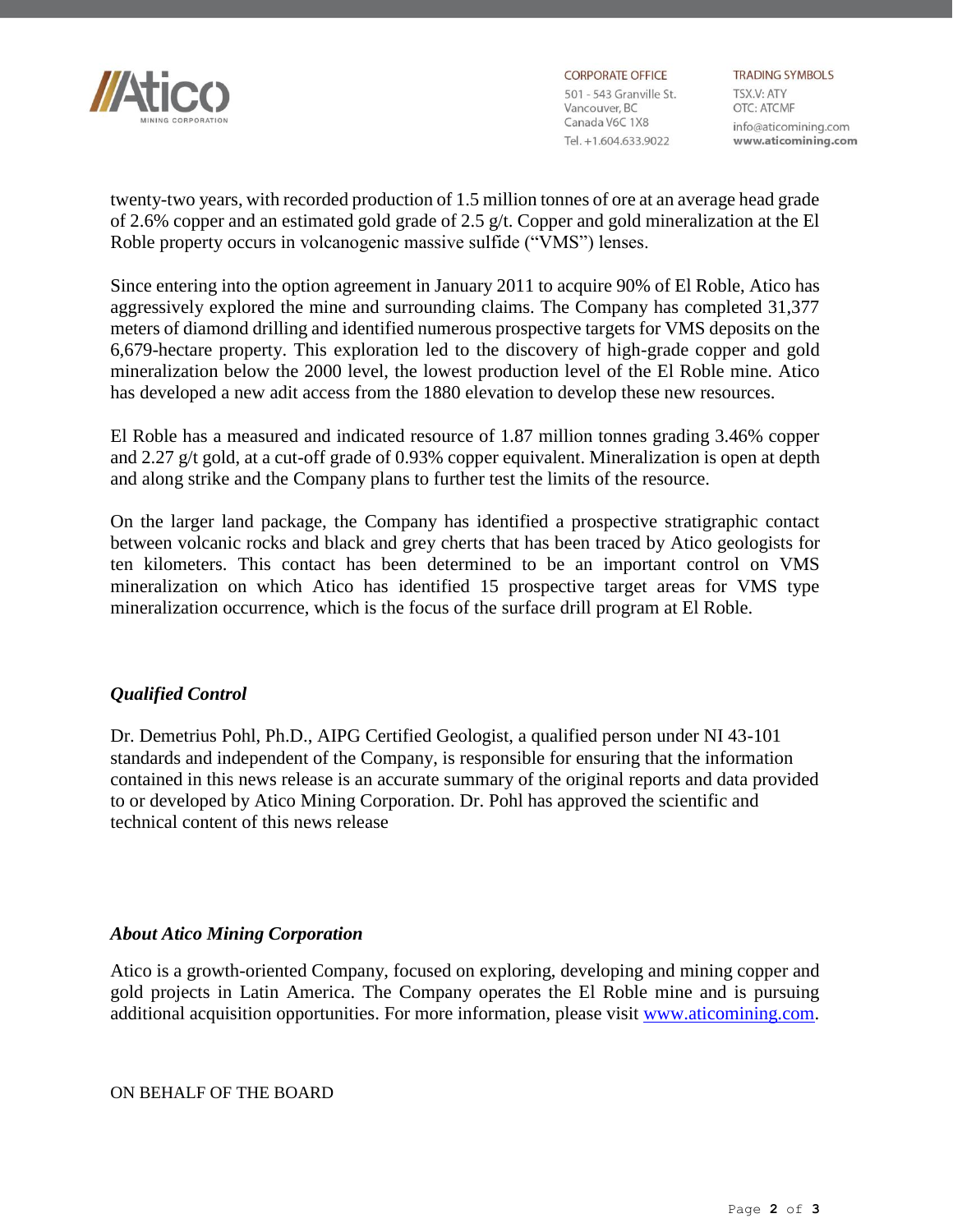twenty-two years, with recorded production of 1.5 million tonnes of ore at an average head grade of 2.6% copper and an estimated gold grade of 2.5 g/t. Copper and gold mineralization at the El Roble property occurs in volcanogenic massive sulfide ("VMS") lenses.

Since entering into the option agreement in January 2011 to acquire 90% of El Roble, Atico has aggressively explored the mine and surrounding claims. The Company has completed 31,377 meters of diamond drilling and identified numerous prospective targets for VMS deposits on the 6,679-hectare property. This exploration led to the discovery of high-grade copper and gold mineralization below the 2000 level, the lowest production level of the El Roble mine. Atico has developed a new adit access from the 1880 elevation to develop these new resources.

El Roble has a measured and indicated resource of 1.87 million tonnes grading 3.46% copper and 2.27 g/t gold, at a cut-off grade of 0.93% copper equivalent. Mineralization is open at depth and along strike and the Company plans to further test the limits of the resource.

On the larger land package, the Company has identified a prospective stratigraphic contact between volcanic rocks and black and grey cherts that has been traced by Atico geologists for ten kilometers. This contact has been determined to be an important control on VMS mineralization on which Atico has identified 15 prospective target areas for VMS type mineralization occurrence, which is the focus of the surface drill program at El Roble.

### *Qualified Control*

Dr. Demetrius Pohl, Ph.D., AIPG Certified Geologist, a qualified person under NI 43-101 standards and independent of the Company, is responsible for ensuring that the information contained in this news release is an accurate summary of the original reports and data provided to or developed by Atico Mining Corporation. Dr. Pohl has approved the scientific and technical content of this news release

### *About Atico Mining Corporation*

Atico is a growth-oriented Company, focused on exploring, developing and mining copper and gold projects in Latin America. The Company operates the El Roble mine and is pursuing additional acquisition opportunities. For more information, please visit [www.aticomining.com](http://www.aticomining.com).

ON BEHALF OF THE BOARD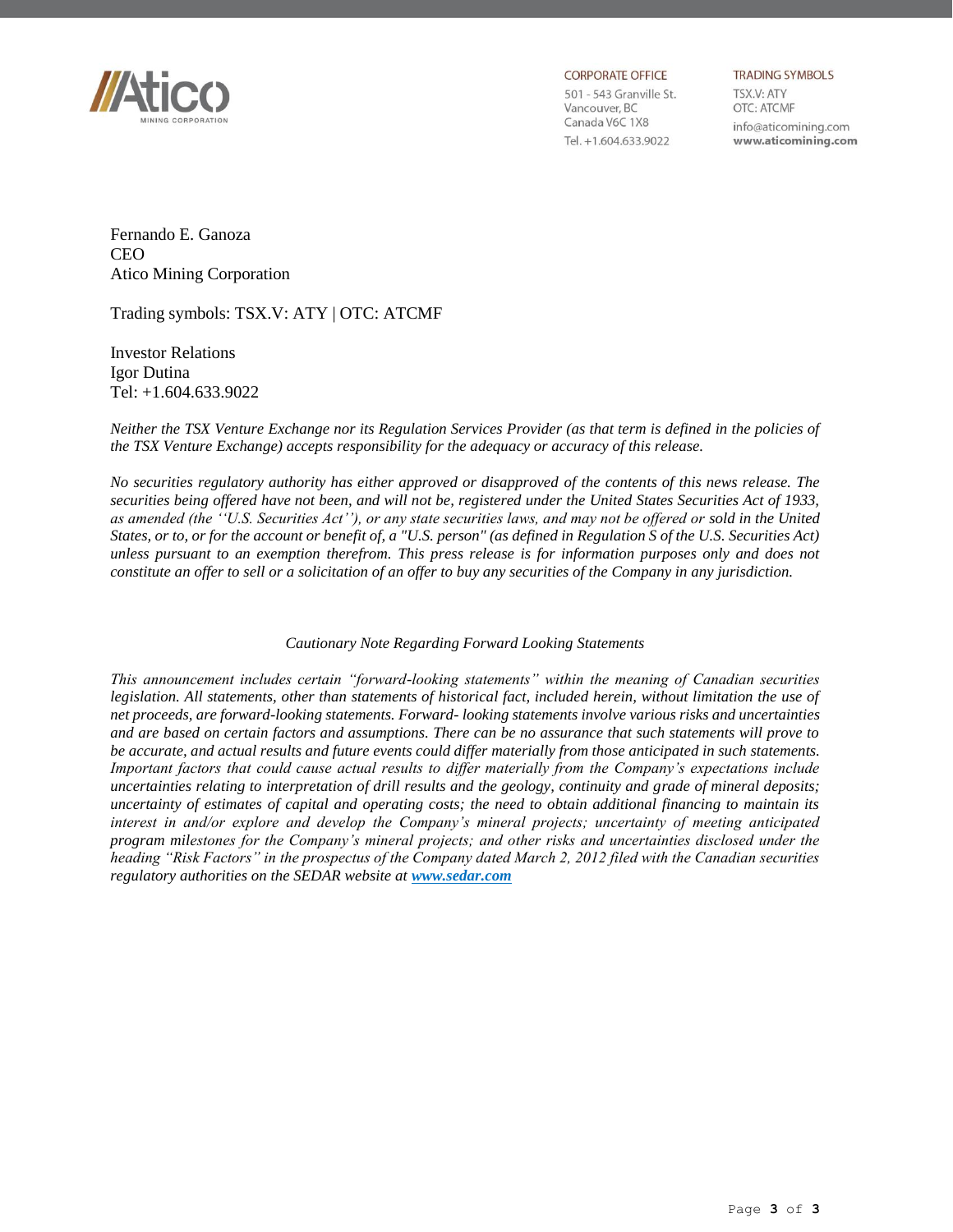Fernando E. Ganoza
CEO
Atico Mining Corporation

Trading symbols: TSX.V: ATY | OTC: ATCMF

Investor Relations
Igor Dutina
Tel: +1.604.633.9022

*Neither the TSX Venture Exchange nor its Regulation Services Provider (as that term is defined in the policies of the TSX Venture Exchange) accepts responsibility for the adequacy or accuracy of this release.*

*No securities regulatory authority has either approved or disapproved of the contents of this news release. The securities being offered have not been, and will not be, registered under the United States Securities Act of 1933, as amended (the ''U.S. Securities Act''), or any state securities laws, and may not be offered or sold in the United States, or to, or for the account or benefit of, a "U.S. person" (as defined in Regulation S of the U.S. Securities Act) unless pursuant to an exemption therefrom. This press release is for information purposes only and does not constitute an offer to sell or a solicitation of an offer to buy any securities of the Company in any jurisdiction.*

*Cautionary Note Regarding Forward Looking Statements*

*This announcement includes certain "forward-looking statements" within the meaning of Canadian securities legislation. All statements, other than statements of historical fact, included herein, without limitation the use of net proceeds, are forward-looking statements. Forward- looking statements involve various risks and uncertainties and are based on certain factors and assumptions. There can be no assurance that such statements will prove to be accurate, and actual results and future events could differ materially from those anticipated in such statements. Important factors that could cause actual results to differ materially from the Company's expectations include uncertainties relating to interpretation of drill results and the geology, continuity and grade of mineral deposits; uncertainty of estimates of capital and operating costs; the need to obtain additional financing to maintain its interest in and/or explore and develop the Company's mineral projects; uncertainty of meeting anticipated program milestones for the Company's mineral projects; and other risks and uncertainties disclosed under the heading "Risk Factors" in the prospectus of the Company dated March 2, 2012 filed with the Canadian securities regulatory authorities on the SEDAR website at **www.sedar.com***